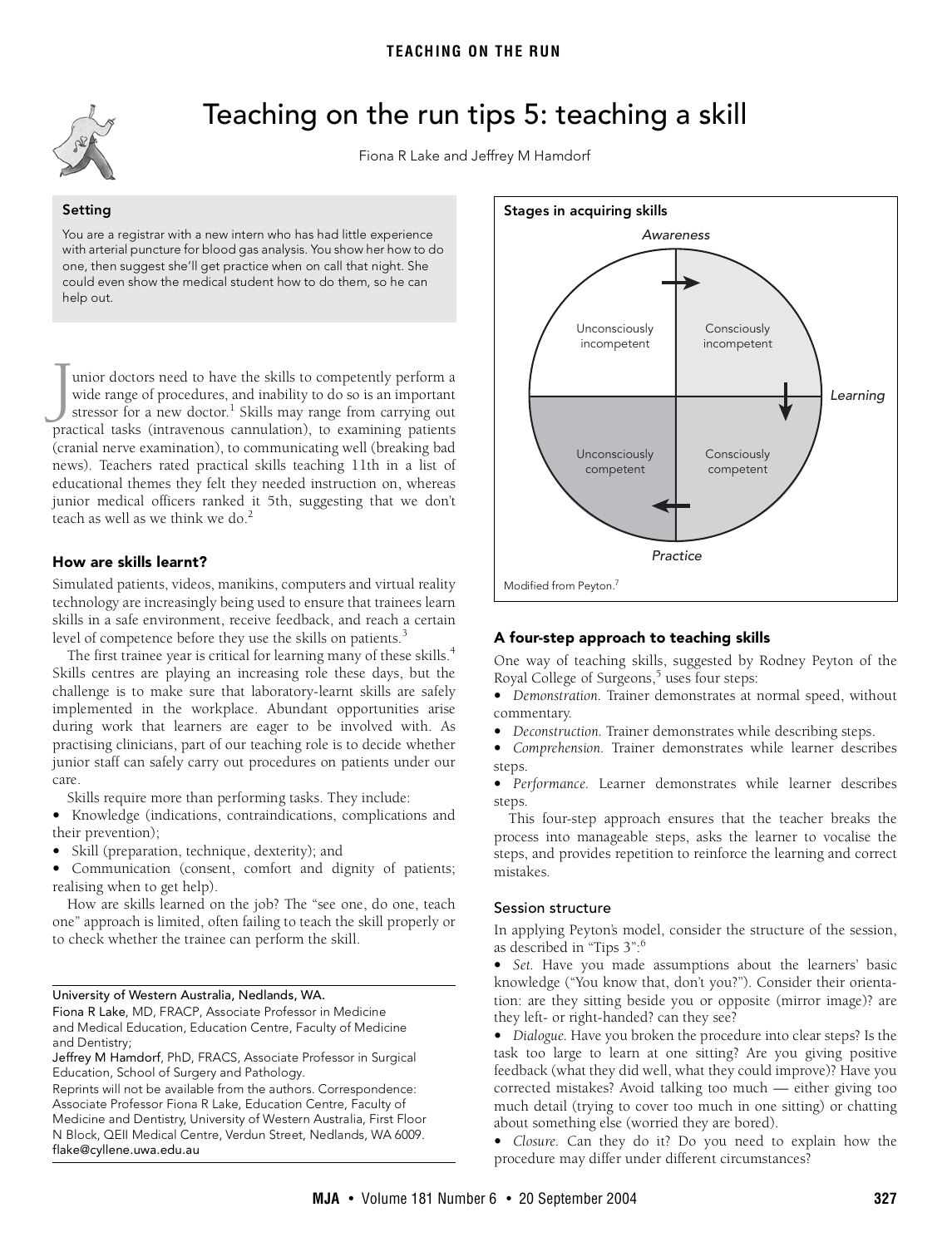# Teaching on the run tips 5: teaching a skill

Fiona R Lake and Jeffrey M Hamdorf

### Setting

You are a registrar with a new intern who has had little experience with arterial puncture for blood gas analysis. You show her how to do one, then suggest she'll get practice when on call that night. She could even show the medical student how to do them, so he can help out.

Junior doctors need to have the skills to competently perform a wide range of procedures, and inability to do so is an important stressor for a new doctor.[1] Skills may range from carrying out practical tasks (intravenous cannulation), to examining patients (cranial nerve examination), to communicating well (breaking bad news). Teachers rated practical skills teaching 11th in a list of educational themes they felt they needed instruction on, whereas junior medical officers ranked it 5th, suggesting that we don't teach as well as we think we do.[2]

## How are skills learnt?

Simulated patients, videos, manikins, computers and virtual reality technology are increasingly being used to ensure that trainees learn skills in a safe environment, receive feedback, and reach a certain level of competence before they use the skills on patients.[3]

The first trainee year is critical for learning many of these skills.[4] Skills centres are playing an increasing role these days, but the challenge is to make sure that laboratory-learnt skills are safely implemented in the workplace. Abundant opportunities arise during work that learners are eager to be involved with. As practising clinicians, part of our teaching role is to decide whether junior staff can safely carry out procedures on patients under our care.

Skills require more than performing tasks. They include:

- Knowledge (indications, contraindications, complications and their prevention);
- Skill (preparation, technique, dexterity); and
- Communication (consent, comfort and dignity of patients; realising when to get help).

How are skills learned on the job? The "see one, do one, teach one" approach is limited, often failing to teach the skill properly or to check whether the trainee can perform the skill.

University of Western Australia, Nedlands, WA.

Fiona R Lake, MD, FRACP, Associate Professor in Medicine and Medical Education, Education Centre, Faculty of Medicine and Dentistry;

Jeffrey M Hamdorf, PhD, FRACS, Associate Professor in Surgical Education, School of Surgery and Pathology.

Reprints will not be available from the authors. Correspondence: Associate Professor Fiona R Lake, Education Centre, Faculty of Medicine and Dentistry, University of Western Australia, First Floor N Block, QEII Medical Centre, Verdun Street, Nedlands, WA 6009. flake@cyllene.uwa.edu.au

### Stages in acquiring skills

*Awareness*

| Unconsciously incompetent | Consciously incompetent |
| --- | --- |
| Unconsciously competent | Consciously competent |

*Learning*

*Practice*

Modified from Peyton.[7]

## A four-step approach to teaching skills

One way of teaching skills, suggested by Rodney Peyton of the Royal College of Surgeons,[5] uses four steps:

- *Demonstration.* Trainer demonstrates at normal speed, without commentary.
- *Deconstruction.* Trainer demonstrates while describing steps.
- *Comprehension.* Trainer demonstrates while learner describes steps.
- *Performance.* Learner demonstrates while learner describes steps.

This four-step approach ensures that the teacher breaks the process into manageable steps, asks the learner to vocalise the steps, and provides repetition to reinforce the learning and correct mistakes.

### Session structure

In applying Peyton's model, consider the structure of the session, as described in "Tips 3":[6]

- *Set.* Have you made assumptions about the learners' basic knowledge ("You know that, don't you?"). Consider their orientation: are they sitting beside you or opposite (mirror image)? are they left- or right-handed? can they see?
- *Dialogue.* Have you broken the procedure into clear steps? Is the task too large to learn at one sitting? Are you giving positive feedback (what they did well, what they could improve)? Have you corrected mistakes? Avoid talking too much — either giving too much detail (trying to cover too much in one sitting) or chatting about something else (worried they are bored).
- *Closure.* Can they do it? Do you need to explain how the procedure may differ under different circumstances?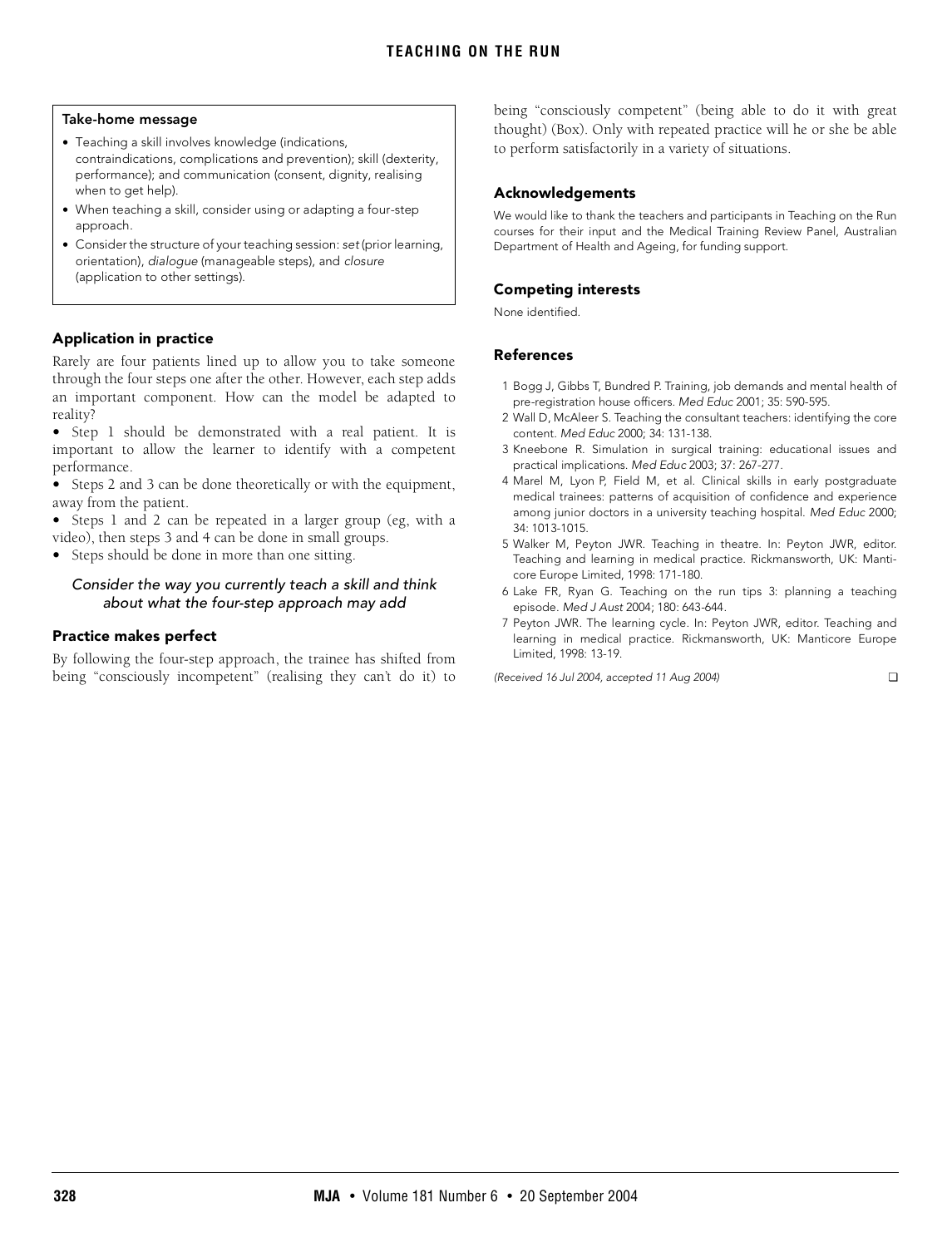> **Take-home message**
>
> - Teaching a skill involves knowledge (indications, contraindications, complications and prevention); skill (dexterity, performance); and communication (consent, dignity, realising when to get help).
> - When teaching a skill, consider using or adapting a four-step approach.
> - Consider the structure of your teaching session: *set* (prior learning, orientation), *dialogue* (manageable steps), and *closure* (application to other settings).

### Application in practice

Rarely are four patients lined up to allow you to take someone through the four steps one after the other. However, each step adds an important component. How can the model be adapted to reality?

- Step 1 should be demonstrated with a real patient. It is important to allow the learner to identify with a competent performance.
- Steps 2 and 3 can be done theoretically or with the equipment, away from the patient.
- Steps 1 and 2 can be repeated in a larger group (eg, with a video), then steps 3 and 4 can be done in small groups.
- Steps should be done in more than one sitting.

*Consider the way you currently teach a skill and think about what the four-step approach may add*

### Practice makes perfect

By following the four-step approach, the trainee has shifted from being "consciously incompetent" (realising they can't do it) to being "consciously competent" (being able to do it with great thought) (Box). Only with repeated practice will he or she be able to perform satisfactorily in a variety of situations.

### Acknowledgements

We would like to thank the teachers and participants in Teaching on the Run courses for their input and the Medical Training Review Panel, Australian Department of Health and Ageing, for funding support.

### Competing interests

None identified.

### References

1. Bogg J, Gibbs T, Bundred P. Training, job demands and mental health of pre-registration house officers. *Med Educ* 2001; 35: 590-595.
2. Wall D, McAleer S. Teaching the consultant teachers: identifying the core content. *Med Educ* 2000; 34: 131-138.
3. Kneebone R. Simulation in surgical training: educational issues and practical implications. *Med Educ* 2003; 37: 267-277.
4. Marel M, Lyon P, Field M, et al. Clinical skills in early postgraduate medical trainees: patterns of acquisition of confidence and experience among junior doctors in a university teaching hospital. *Med Educ* 2000; 34: 1013-1015.
5. Walker M, Peyton JWR. Teaching in theatre. In: Peyton JWR, editor. Teaching and learning in medical practice. Rickmansworth, UK: Manticore Europe Limited, 1998: 171-180.
6. Lake FR, Ryan G. Teaching on the run tips 3: planning a teaching episode. *Med J Aust* 2004; 180: 643-644.
7. Peyton JWR. The learning cycle. In: Peyton JWR, editor. Teaching and learning in medical practice. Rickmansworth, UK: Manticore Europe Limited, 1998: 13-19.

*(Received 16 Jul 2004, accepted 11 Aug 2004)*